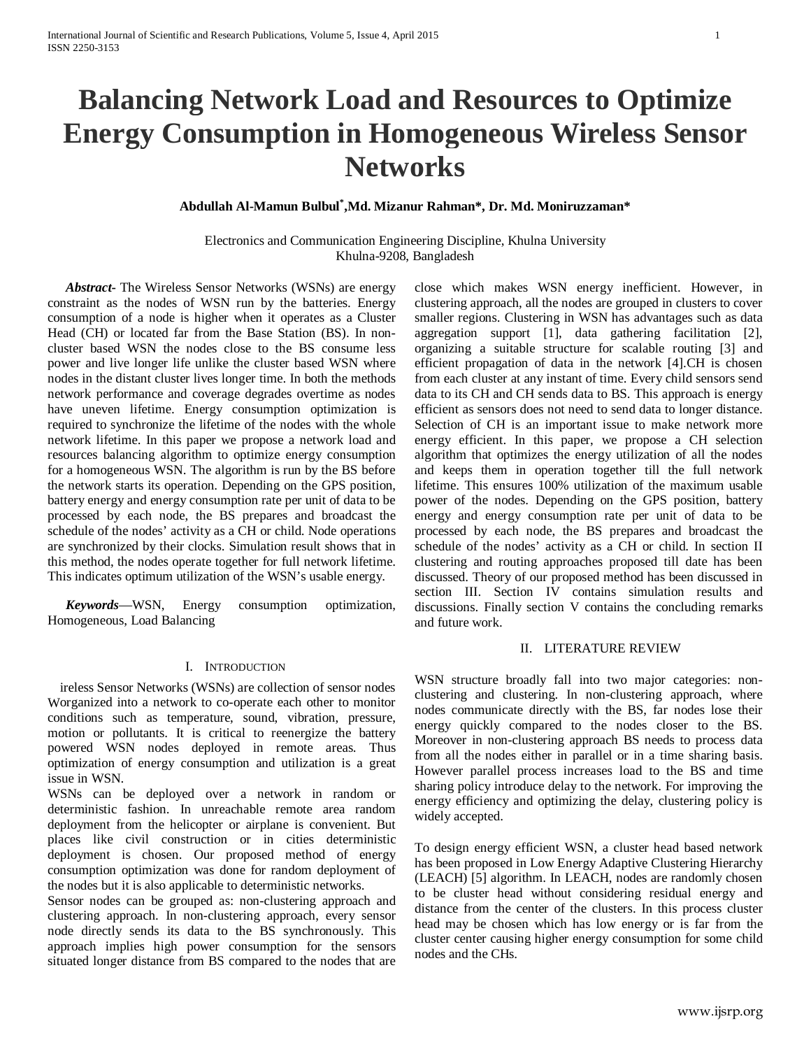# Balancing Network Load and Resources to Optimize Energy Consumption in Homogeneous Wireless Sensor Networks

**Abdullah Al-Mamun Bulbul*, Md. Mizanur Rahman*, Dr. Md. Moniruzzaman***

Electronics and Communication Engineering Discipline, Khulna University
Khulna-9208, Bangladesh

***Abstract***- The Wireless Sensor Networks (WSNs) are energy constraint as the nodes of WSN run by the batteries. Energy consumption of a node is higher when it operates as a Cluster Head (CH) or located far from the Base Station (BS). In non-cluster based WSN the nodes close to the BS consume less power and live longer life unlike the cluster based WSN where nodes in the distant cluster lives longer time. In both the methods network performance and coverage degrades overtime as nodes have uneven lifetime. Energy consumption optimization is required to synchronize the lifetime of the nodes with the whole network lifetime. In this paper we propose a network load and resources balancing algorithm to optimize energy consumption for a homogeneous WSN. The algorithm is run by the BS before the network starts its operation. Depending on the GPS position, battery energy and energy consumption rate per unit of data to be processed by each node, the BS prepares and broadcast the schedule of the nodes' activity as a CH or child. Node operations are synchronized by their clocks. Simulation result shows that in this method, the nodes operate together for full network lifetime. This indicates optimum utilization of the WSN's usable energy.

***Keywords***—WSN, Energy consumption optimization, Homogeneous, Load Balancing

## I. Introduction

Wireless Sensor Networks (WSNs) are collection of sensor nodes organized into a network to co-operate each other to monitor conditions such as temperature, sound, vibration, pressure, motion or pollutants. It is critical to reenergize the battery powered WSN nodes deployed in remote areas. Thus optimization of energy consumption and utilization is a great issue in WSN.

WSNs can be deployed over a network in random or deterministic fashion. In unreachable remote area random deployment from the helicopter or airplane is convenient. But places like civil construction or in cities deterministic deployment is chosen. Our proposed method of energy consumption optimization was done for random deployment of the nodes but it is also applicable to deterministic networks.

Sensor nodes can be grouped as: non-clustering approach and clustering approach. In non-clustering approach, every sensor node directly sends its data to the BS synchronously. This approach implies high power consumption for the sensors situated longer distance from BS compared to the nodes that are close which makes WSN energy inefficient. However, in clustering approach, all the nodes are grouped in clusters to cover smaller regions. Clustering in WSN has advantages such as data aggregation support [1], data gathering facilitation [2], organizing a suitable structure for scalable routing [3] and efficient propagation of data in the network [4].CH is chosen from each cluster at any instant of time. Every child sensors send data to its CH and CH sends data to BS. This approach is energy efficient as sensors does not need to send data to longer distance. Selection of CH is an important issue to make network more energy efficient. In this paper, we propose a CH selection algorithm that optimizes the energy utilization of all the nodes and keeps them in operation together till the full network lifetime. This ensures 100% utilization of the maximum usable power of the nodes. Depending on the GPS position, battery energy and energy consumption rate per unit of data to be processed by each node, the BS prepares and broadcast the schedule of the nodes' activity as a CH or child. In section II clustering and routing approaches proposed till date has been discussed. Theory of our proposed method has been discussed in section III. Section IV contains simulation results and discussions. Finally section V contains the concluding remarks and future work.

## II. Literature Review

WSN structure broadly fall into two major categories: non-clustering and clustering. In non-clustering approach, where nodes communicate directly with the BS, far nodes lose their energy quickly compared to the nodes closer to the BS. Moreover in non-clustering approach BS needs to process data from all the nodes either in parallel or in a time sharing basis. However parallel process increases load to the BS and time sharing policy introduce delay to the network. For improving the energy efficiency and optimizing the delay, clustering policy is widely accepted.

To design energy efficient WSN, a cluster head based network has been proposed in Low Energy Adaptive Clustering Hierarchy (LEACH) [5] algorithm. In LEACH, nodes are randomly chosen to be cluster head without considering residual energy and distance from the center of the clusters. In this process cluster head may be chosen which has low energy or is far from the cluster center causing higher energy consumption for some child nodes and the CHs.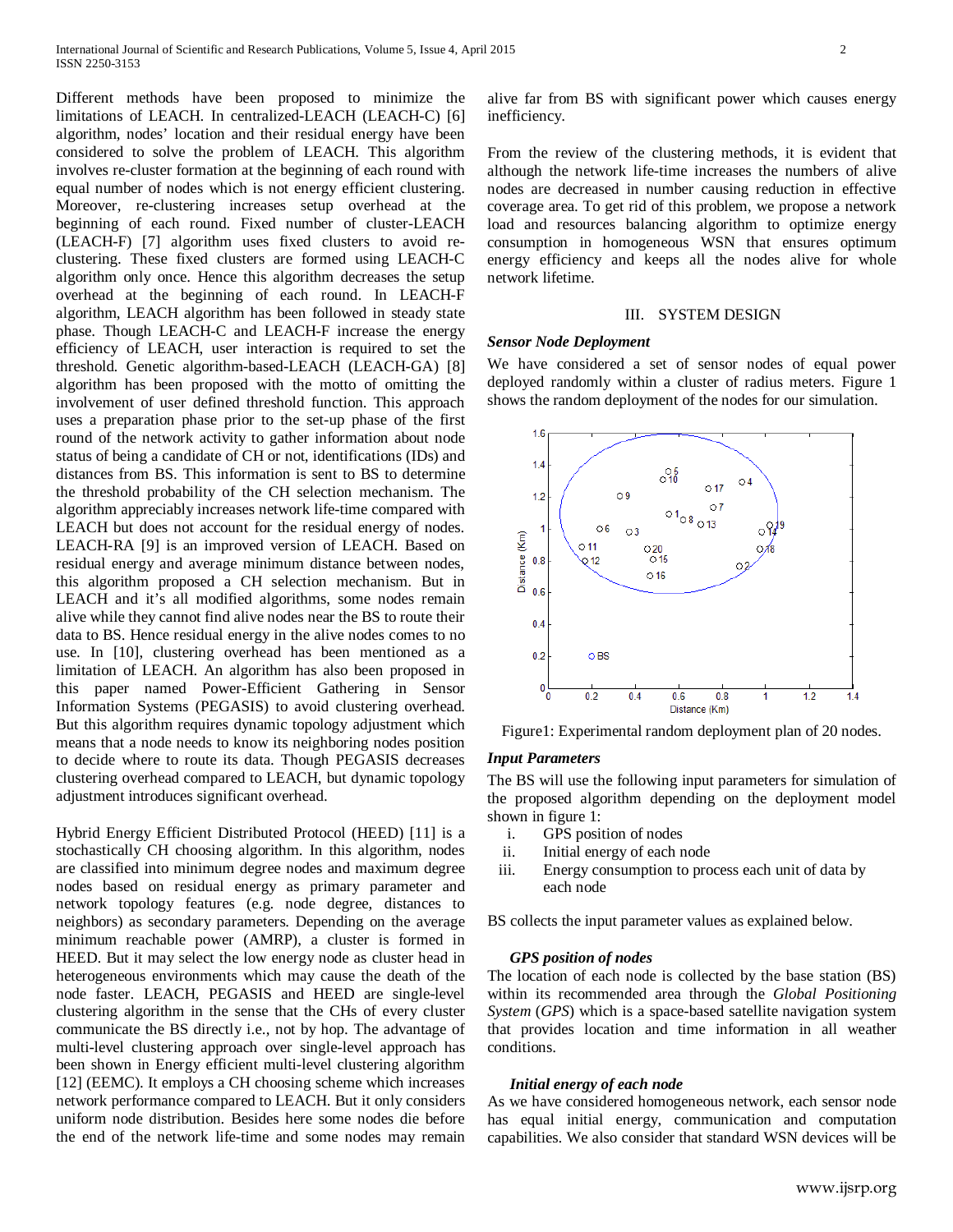Different methods have been proposed to minimize the limitations of LEACH. In centralized-LEACH (LEACH-C) [6] algorithm, nodes' location and their residual energy have been considered to solve the problem of LEACH. This algorithm involves re-cluster formation at the beginning of each round with equal number of nodes which is not energy efficient clustering. Moreover, re-clustering increases setup overhead at the beginning of each round. Fixed number of cluster-LEACH (LEACH-F) [7] algorithm uses fixed clusters to avoid re-clustering. These fixed clusters are formed using LEACH-C algorithm only once. Hence this algorithm decreases the setup overhead at the beginning of each round. In LEACH-F algorithm, LEACH algorithm has been followed in steady state phase. Though LEACH-C and LEACH-F increase the energy efficiency of LEACH, user interaction is required to set the threshold. Genetic algorithm-based-LEACH (LEACH-GA) [8] algorithm has been proposed with the motto of omitting the involvement of user defined threshold function. This approach uses a preparation phase prior to the set-up phase of the first round of the network activity to gather information about node status of being a candidate of CH or not, identifications (IDs) and distances from BS. This information is sent to BS to determine the threshold probability of the CH selection mechanism. The algorithm appreciably increases network life-time compared with LEACH but does not account for the residual energy of nodes. LEACH-RA [9] is an improved version of LEACH. Based on residual energy and average minimum distance between nodes, this algorithm proposed a CH selection mechanism. But in LEACH and it's all modified algorithms, some nodes remain alive while they cannot find alive nodes near the BS to route their data to BS. Hence residual energy in the alive nodes comes to no use. In [10], clustering overhead has been mentioned as a limitation of LEACH. An algorithm has also been proposed in this paper named Power-Efficient Gathering in Sensor Information Systems (PEGASIS) to avoid clustering overhead. But this algorithm requires dynamic topology adjustment which means that a node needs to know its neighboring nodes position to decide where to route its data. Though PEGASIS decreases clustering overhead compared to LEACH, but dynamic topology adjustment introduces significant overhead.

Hybrid Energy Efficient Distributed Protocol (HEED) [11] is a stochastically CH choosing algorithm. In this algorithm, nodes are classified into minimum degree nodes and maximum degree nodes based on residual energy as primary parameter and network topology features (e.g. node degree, distances to neighbors) as secondary parameters. Depending on the average minimum reachable power (AMRP), a cluster is formed in HEED. But it may select the low energy node as cluster head in heterogeneous environments which may cause the death of the node faster. LEACH, PEGASIS and HEED are single-level clustering algorithm in the sense that the CHs of every cluster communicate the BS directly i.e., not by hop. The advantage of multi-level clustering approach over single-level approach has been shown in Energy efficient multi-level clustering algorithm [12] (EEMC). It employs a CH choosing scheme which increases network performance compared to LEACH. But it only considers uniform node distribution. Besides here some nodes die before the end of the network life-time and some nodes may remain alive far from BS with significant power which causes energy inefficiency.

From the review of the clustering methods, it is evident that although the network life-time increases the numbers of alive nodes are decreased in number causing reduction in effective coverage area. To get rid of this problem, we propose a network load and resources balancing algorithm to optimize energy consumption in homogeneous WSN that ensures optimum energy efficiency and keeps all the nodes alive for whole network lifetime.

## III. SYSTEM DESIGN

### *Sensor Node Deployment*

We have considered a set of sensor nodes of equal power deployed randomly within a cluster of radius meters. Figure 1 shows the random deployment of the nodes for our simulation.

Figure1: Experimental random deployment plan of 20 nodes.

### *Input Parameters*

The BS will use the following input parameters for simulation of the proposed algorithm depending on the deployment model shown in figure 1:

i. GPS position of nodes
ii. Initial energy of each node
iii. Energy consumption to process each unit of data by each node

BS collects the input parameter values as explained below.

#### *GPS position of nodes*

The location of each node is collected by the base station (BS) within its recommended area through the *Global Positioning System* (*GPS*) which is a space-based satellite navigation system that provides location and time information in all weather conditions.

#### *Initial energy of each node*

As we have considered homogeneous network, each sensor node has equal initial energy, communication and computation capabilities. We also consider that standard WSN devices will be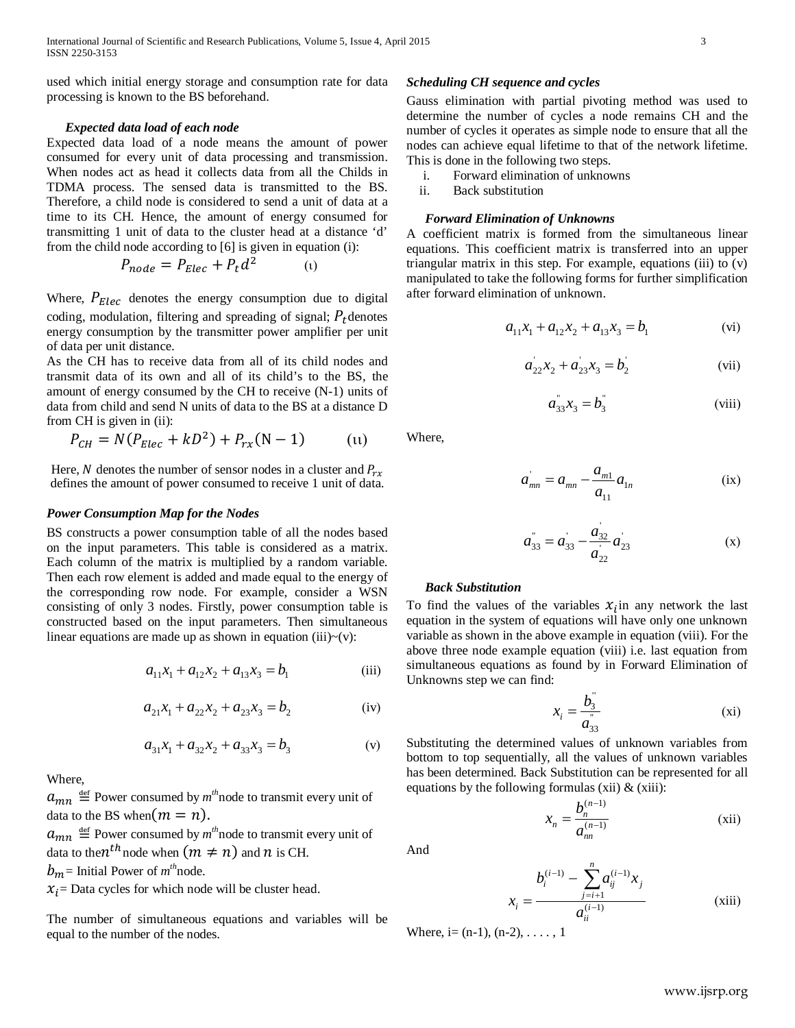used which initial energy storage and consumption rate for data processing is known to the BS beforehand.

### *Expected data load of each node*

Expected data load of a node means the amount of power consumed for every unit of data processing and transmission. When nodes act as head it collects data from all the Childs in TDMA process. The sensed data is transmitted to the BS. Therefore, a child node is considered to send a unit of data at a time to its CH. Hence, the amount of energy consumed for transmitting 1 unit of data to the cluster head at a distance 'd' from the child node according to [6] is given in equation (i):

$$P_{node} = P_{Elec} + P_t d^2 \qquad \text{(i)}$$

Where, $P_{Elec}$ denotes the energy consumption due to digital coding, modulation, filtering and spreading of signal; $P_t$ denotes energy consumption by the transmitter power amplifier per unit of data per unit distance.

As the CH has to receive data from all of its child nodes and transmit data of its own and all of its child's to the BS, the amount of energy consumed by the CH to receive (N-1) units of data from child and send N units of data to the BS at a distance D from CH is given in (ii):

$$P_{CH} = N(P_{Elec} + kD^2) + P_{rx}(\mathrm{N} - 1) \qquad \text{(ii)}$$

Here, $N$ denotes the number of sensor nodes in a cluster and $P_{rx}$ defines the amount of power consumed to receive 1 unit of data.

### *Power Consumption Map for the Nodes*

BS constructs a power consumption table of all the nodes based on the input parameters. This table is considered as a matrix. Each column of the matrix is multiplied by a random variable. Then each row element is added and made equal to the energy of the corresponding row node. For example, consider a WSN consisting of only 3 nodes. Firstly, power consumption table is constructed based on the input parameters. Then simultaneous linear equations are made up as shown in equation (iii)~(v):

$$a_{11}x_1 + a_{12}x_2 + a_{13}x_3 = b_1 \qquad \text{(iii)}$$

$$a_{21}x_1 + a_{22}x_2 + a_{23}x_3 = b_2 \qquad \text{(iv)}$$

$$a_{31}x_1 + a_{32}x_2 + a_{33}x_3 = b_3 \qquad \text{(v)}$$

Where,

$a_{mn} \stackrel{\text{def}}{=}$ Power consumed by $m^{th}$ node to transmit every unit of data to the BS when $(m = n)$.

$a_{mn} \stackrel{\text{def}}{=}$ Power consumed by $m^{th}$ node to transmit every unit of data to the $n^{th}$ node when $(m \neq n)$ and $n$ is CH.

$b_m$ = Initial Power of $m^{th}$ node.

$x_i$ = Data cycles for which node will be cluster head.

The number of simultaneous equations and variables will be equal to the number of the nodes.

### *Scheduling CH sequence and cycles*

Gauss elimination with partial pivoting method was used to determine the number of cycles a node remains CH and the number of cycles it operates as simple node to ensure that all the nodes can achieve equal lifetime to that of the network lifetime. This is done in the following two steps.

i. Forward elimination of unknowns
ii. Back substitution

### *Forward Elimination of Unknowns*

A coefficient matrix is formed from the simultaneous linear equations. This coefficient matrix is transferred into an upper triangular matrix in this step. For example, equations (iii) to (v) manipulated to take the following forms for further simplification after forward elimination of unknown.

$$a_{11}x_1 + a_{12}x_2 + a_{13}x_3 = b_1 \qquad \text{(vi)}$$

$$a'_{22}x_2 + a'_{23}x_3 = b'_2 \qquad \text{(vii)}$$

$$a''_{33}x_3 = b''_3 \qquad \text{(viii)}$$

Where,

$$a'_{mn} = a_{mn} - \frac{a_{m1}}{a_{11}} a_{1n} \qquad \text{(ix)}$$

$$a''_{33} = a'_{33} - \frac{a'_{32}}{a'_{22}} a'_{23} \qquad \text{(x)}$$

### *Back Substitution*

To find the values of the variables $x_i$ in any network the last equation in the system of equations will have only one unknown variable as shown in the above example in equation (viii). For the above three node example equation (viii) i.e. last equation from simultaneous equations as found by in Forward Elimination of Unknowns step we can find:

$$x_i = \frac{b''_3}{a''_{33}} \qquad \text{(xi)}$$

Substituting the determined values of unknown variables from bottom to top sequentially, all the values of unknown variables has been determined. Back Substitution can be represented for all equations by the following formulas (xii) & (xiii):

$$x_n = \frac{b_n^{(n-1)}}{a_{nn}^{(n-1)}} \qquad \text{(xii)}$$

And

$$x_i = \frac{b_i^{(i-1)} - \sum_{j=i+1}^{n} a_{ij}^{(i-1)} x_j}{a_{ii}^{(i-1)}} \qquad \text{(xiii)}$$

Where, i= (n-1), (n-2), . . . . , 1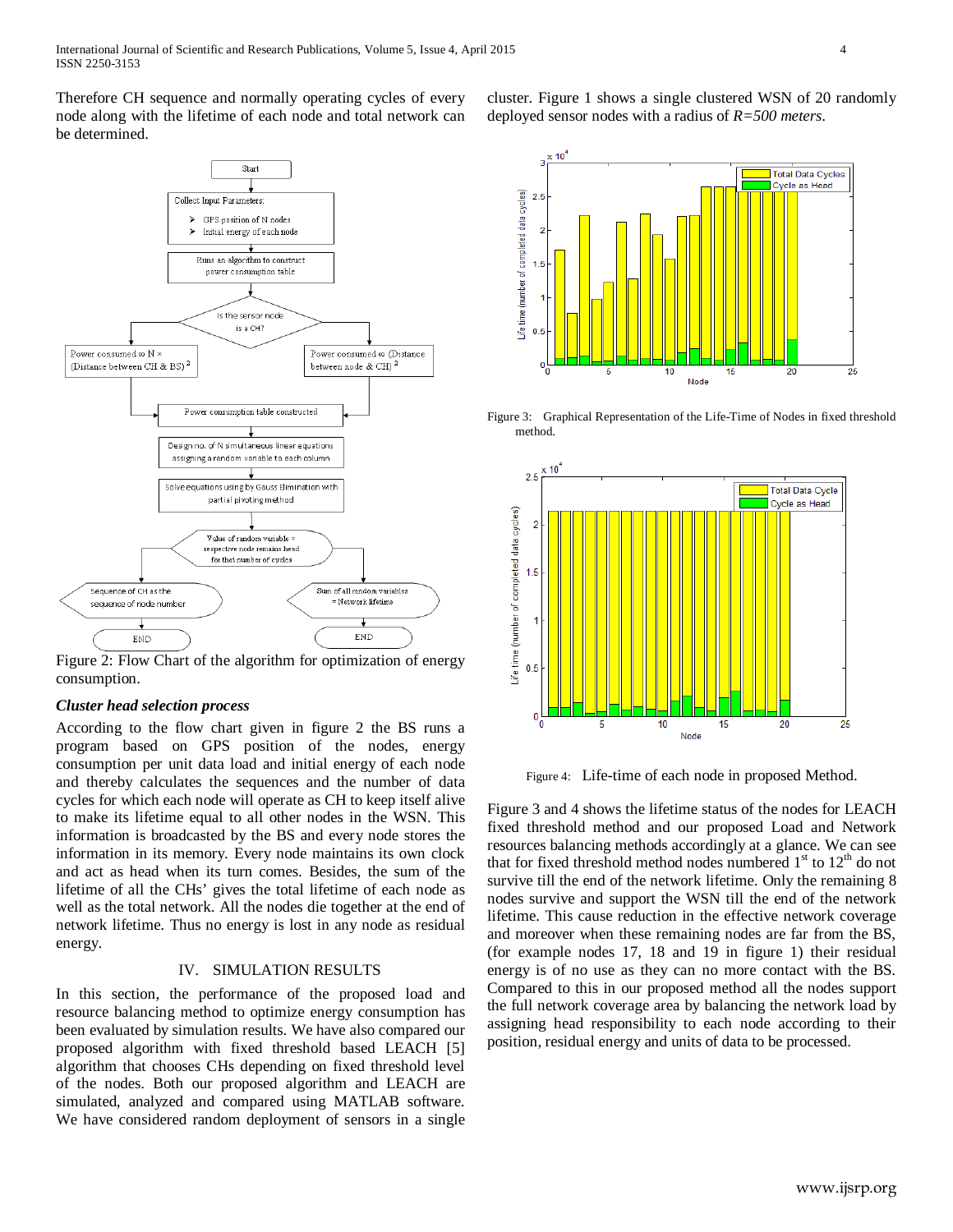Therefore CH sequence and normally operating cycles of every node along with the lifetime of each node and total network can be determined.

Figure 2: Flow Chart of the algorithm for optimization of energy consumption.

***Cluster head selection process***

According to the flow chart given in figure 2 the BS runs a program based on GPS position of the nodes, energy consumption per unit data load and initial energy of each node and thereby calculates the sequences and the number of data cycles for which each node will operate as CH to keep itself alive to make its lifetime equal to all other nodes in the WSN. This information is broadcasted by the BS and every node stores the information in its memory. Every node maintains its own clock and act as head when its turn comes. Besides, the sum of the lifetime of all the CHs' gives the total lifetime of each node as well as the total network. All the nodes die together at the end of network lifetime. Thus no energy is lost in any node as residual energy.

## IV. SIMULATION RESULTS

In this section, the performance of the proposed load and resource balancing method to optimize energy consumption has been evaluated by simulation results. We have also compared our proposed algorithm with fixed threshold based LEACH [5] algorithm that chooses CHs depending on fixed threshold level of the nodes. Both our proposed algorithm and LEACH are simulated, analyzed and compared using MATLAB software. We have considered random deployment of sensors in a single cluster. Figure 1 shows a single clustered WSN of 20 randomly deployed sensor nodes with a radius of *R=500 meters*.

Figure 3: Graphical Representation of the Life-Time of Nodes in fixed threshold method.

Figure 4: Life-time of each node in proposed Method.

Figure 3 and 4 shows the lifetime status of the nodes for LEACH fixed threshold method and our proposed Load and Network resources balancing methods accordingly at a glance. We can see that for fixed threshold method nodes numbered 1st to 12th do not survive till the end of the network lifetime. Only the remaining 8 nodes survive and support the WSN till the end of the network lifetime. This cause reduction in the effective network coverage and moreover when these remaining nodes are far from the BS, (for example nodes 17, 18 and 19 in figure 1) their residual energy is of no use as they can no more contact with the BS. Compared to this in our proposed method all the nodes support the full network coverage area by balancing the network load by assigning head responsibility to each node according to their position, residual energy and units of data to be processed.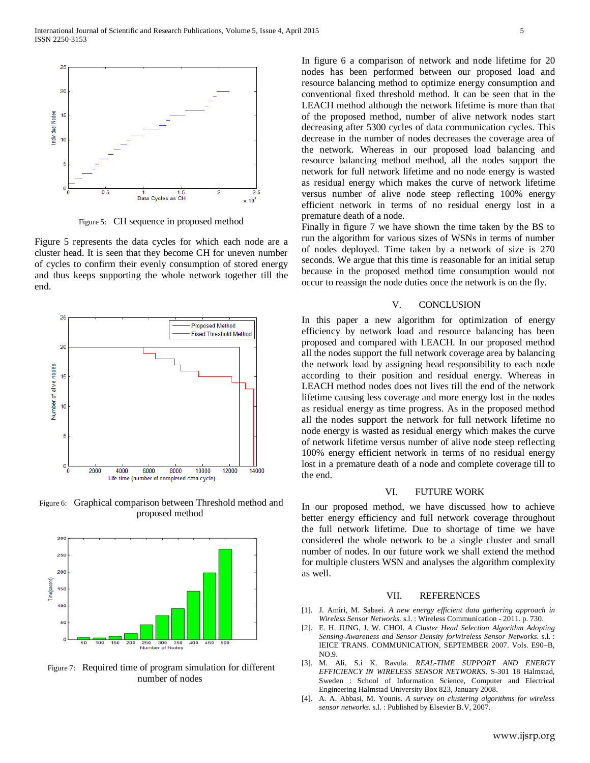Figure 5: CH sequence in proposed method

Figure 5 represents the data cycles for which each node are a cluster head. It is seen that they become CH for uneven number of cycles to confirm their evenly consumption of stored energy and thus keeps supporting the whole network together till the end.

Figure 6: Graphical comparison between Threshold method and proposed method

Figure 7: Required time of program simulation for different number of nodes

In figure 6 a comparison of network and node lifetime for 20 nodes has been performed between our proposed load and resource balancing method to optimize energy consumption and conventional fixed threshold method. It can be seen that in the LEACH method although the network lifetime is more than that of the proposed method, number of alive network nodes start decreasing after 5300 cycles of data communication cycles. This decrease in the number of nodes decreases the coverage area of the network. Whereas in our proposed load balancing and resource balancing method method, all the nodes support the network for full network lifetime and no node energy is wasted as residual energy which makes the curve of network lifetime versus number of alive node steep reflecting 100% energy efficient network in terms of no residual energy lost in a premature death of a node.

Finally in figure 7 we have shown the time taken by the BS to run the algorithm for various sizes of WSNs in terms of number of nodes deployed. Time taken by a network of size is 270 seconds. We argue that this time is reasonable for an initial setup because in the proposed method time consumption would not occur to reassign the node duties once the network is on the fly.

## V. CONCLUSION

In this paper a new algorithm for optimization of energy efficiency by network load and resource balancing has been proposed and compared with LEACH. In our proposed method all the nodes support the full network coverage area by balancing the network load by assigning head responsibility to each node according to their position and residual energy. Whereas in LEACH method nodes does not lives till the end of the network lifetime causing less coverage and more energy lost in the nodes as residual energy as time progress. As in the proposed method all the nodes support the network for full network lifetime no node energy is wasted as residual energy which makes the curve of network lifetime versus number of alive node steep reflecting 100% energy efficient network in terms of no residual energy lost in a premature death of a node and complete coverage till to the end.

## VI. FUTURE WORK

In our proposed method, we have discussed how to achieve better energy efficiency and full network coverage throughout the full network lifetime. Due to shortage of time we have considered the whole network to be a single cluster and small number of nodes. In our future work we shall extend the method for multiple clusters WSN and analyses the algorithm complexity as well.

## VII. REFERENCES

[1]. J. Amiri, M. Sabaei. *A new energy efficient data gathering approach in Wireless Sensor Networks.* s.l. : Wireless Communication - 2011. p. 730.

[2]. E. H. JUNG, J. W. CHOI. *A Cluster Head Selection Algorithm Adopting Sensing-Awareness and Sensor Density forWireless Sensor Networks.* s.l. : IEICE TRANS. COMMUNICATION, SEPTEMBER 2007. Vols. E90–B, NO.9.

[3]. M. Ali, S.i K. Ravula. *REAL-TIME SUPPORT AND ENERGY EFFICIENCY IN WIRELESS SENSOR NETWORKS.* S-301 18 Halmstad, Sweden : School of Information Science, Computer and Electrical Engineering Halmstad University Box 823, January 2008.

[4]. A. A. Abbasi, M. Younis. *A survey on clustering algorithms for wireless sensor networks.* s.l. : Published by Elsevier B.V, 2007.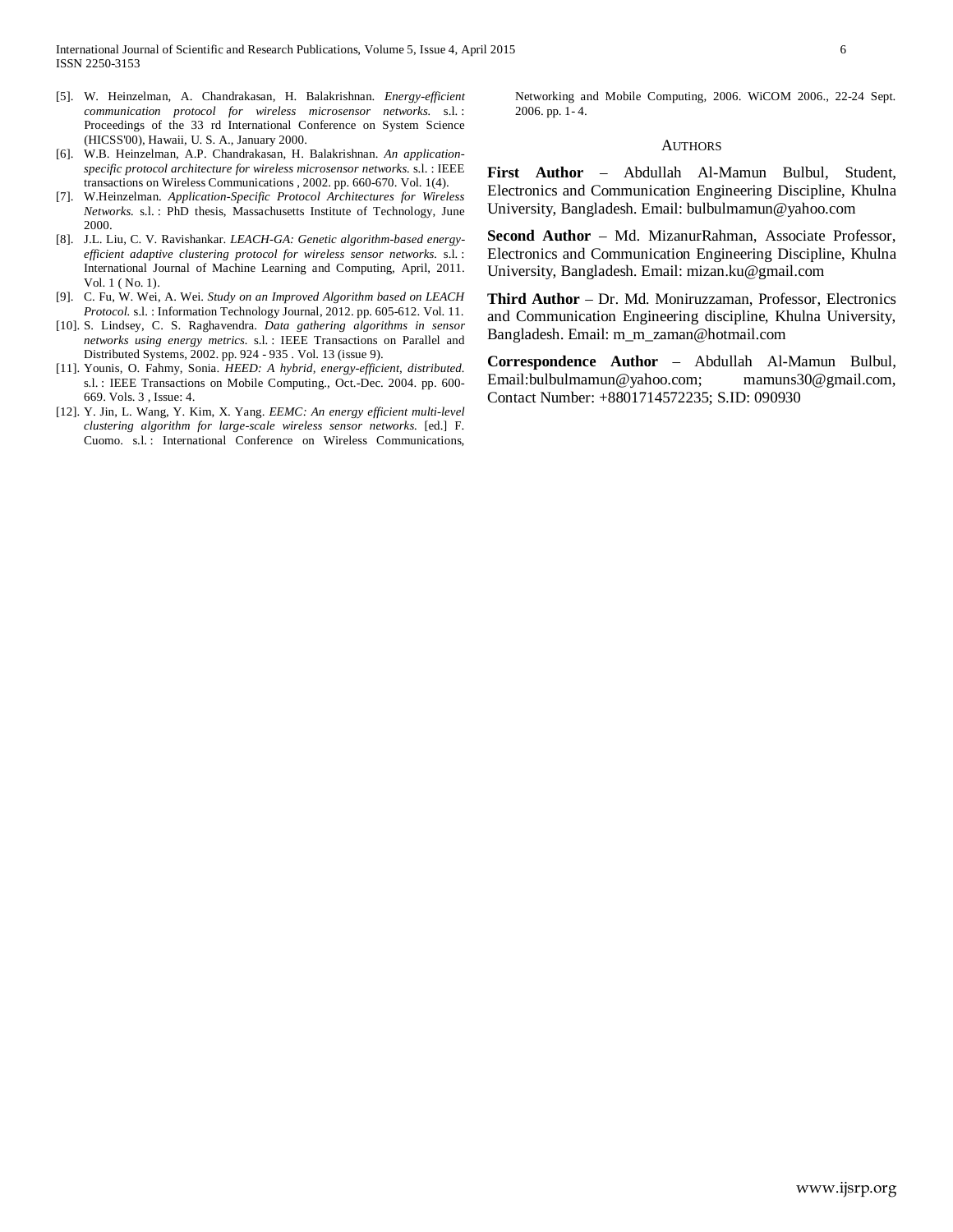[5]. W. Heinzelman, A. Chandrakasan, H. Balakrishnan. *Energy-efficient communication protocol for wireless microsensor networks.* s.l. : Proceedings of the 33 rd International Conference on System Science (HICSS'00), Hawaii, U. S. A., January 2000.

[6]. W.B. Heinzelman, A.P. Chandrakasan, H. Balakrishnan. *An application-specific protocol architecture for wireless microsensor networks.* s.l. : IEEE transactions on Wireless Communications , 2002. pp. 660-670. Vol. 1(4).

[7]. W.Heinzelman. *Application-Specific Protocol Architectures for Wireless Networks.* s.l. : PhD thesis, Massachusetts Institute of Technology, June 2000.

[8]. J.L. Liu, C. V. Ravishankar. *LEACH-GA: Genetic algorithm-based energy-efficient adaptive clustering protocol for wireless sensor networks.* s.l. : International Journal of Machine Learning and Computing, April, 2011. Vol. 1 ( No. 1).

[9]. C. Fu, W. Wei, A. Wei. *Study on an Improved Algorithm based on LEACH Protocol.* s.l. : Information Technology Journal, 2012. pp. 605-612. Vol. 11.

[10]. S. Lindsey, C. S. Raghavendra. *Data gathering algorithms in sensor networks using energy metrics.* s.l. : IEEE Transactions on Parallel and Distributed Systems, 2002. pp. 924 - 935 . Vol. 13 (issue 9).

[11]. Younis, O. Fahmy, Sonia. *HEED: A hybrid, energy-efficient, distributed.* s.l. : IEEE Transactions on Mobile Computing., Oct.-Dec. 2004. pp. 600-669. Vols. 3 , Issue: 4.

[12]. Y. Jin, L. Wang, Y. Kim, X. Yang. *EEMC: An energy efficient multi-level clustering algorithm for large-scale wireless sensor networks.* [ed.] F. Cuomo. s.l. : International Conference on Wireless Communications, Networking and Mobile Computing, 2006. WiCOM 2006., 22-24 Sept. 2006. pp. 1- 4.

## AUTHORS

**First Author** – Abdullah Al-Mamun Bulbul, Student, Electronics and Communication Engineering Discipline, Khulna University, Bangladesh. Email: bulbulmamun@yahoo.com

**Second Author** – Md. MizanurRahman, Associate Professor, Electronics and Communication Engineering Discipline, Khulna University, Bangladesh. Email: mizan.ku@gmail.com

**Third Author** – Dr. Md. Moniruzzaman, Professor, Electronics and Communication Engineering discipline, Khulna University, Bangladesh. Email: m_m_zaman@hotmail.com

**Correspondence Author** – Abdullah Al-Mamun Bulbul, Email:bulbulmamun@yahoo.com; mamuns30@gmail.com, Contact Number: +8801714572235; S.ID: 090930